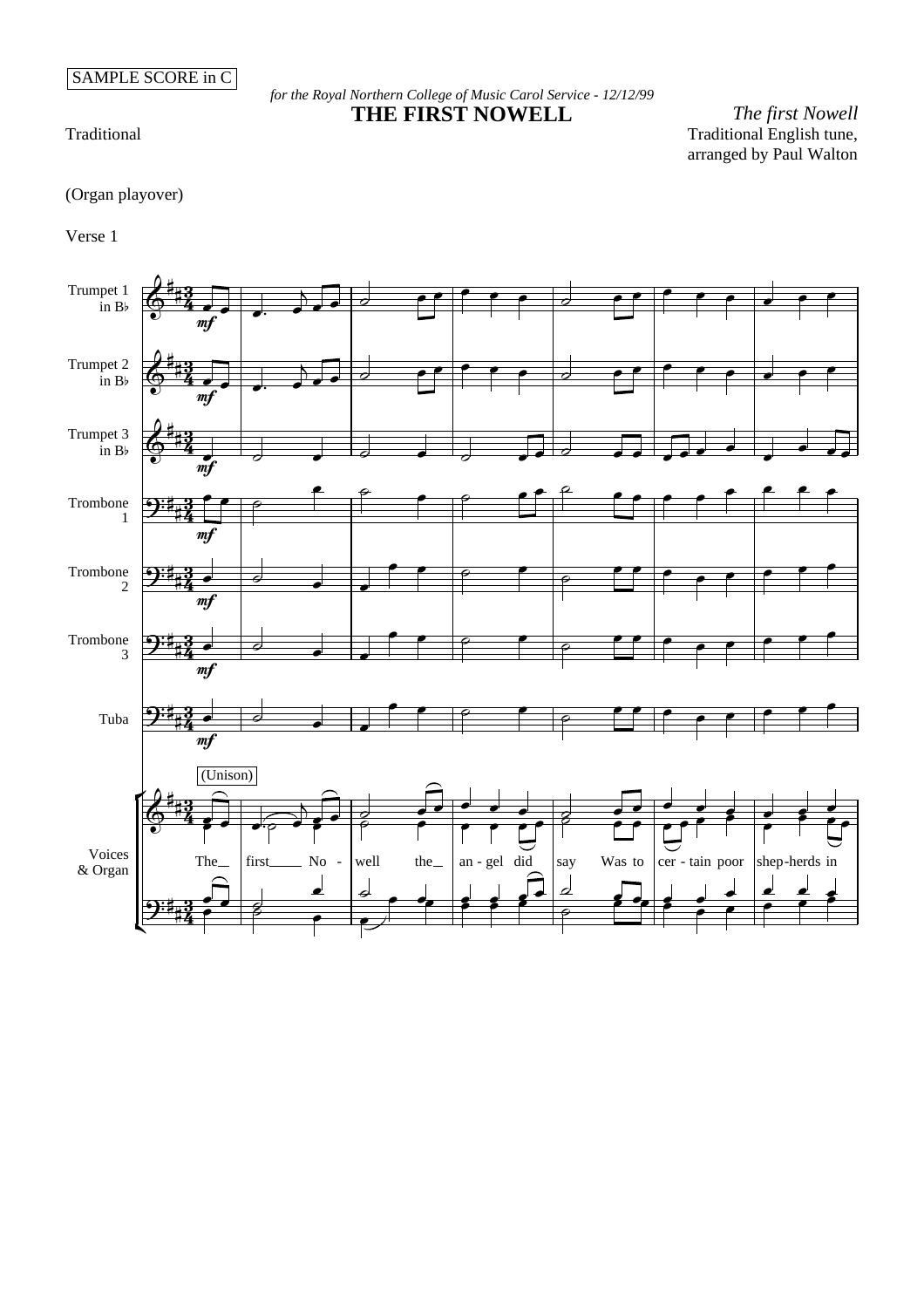SAMPLE SCORE in C

*for the Royal Northern College of Music Carol Service - 12/12/99*

# THE FIRST NOWELL

*The first Nowell*

Traditional

Traditional English tune, arranged by Paul Walton

(Organ playover)

Verse 1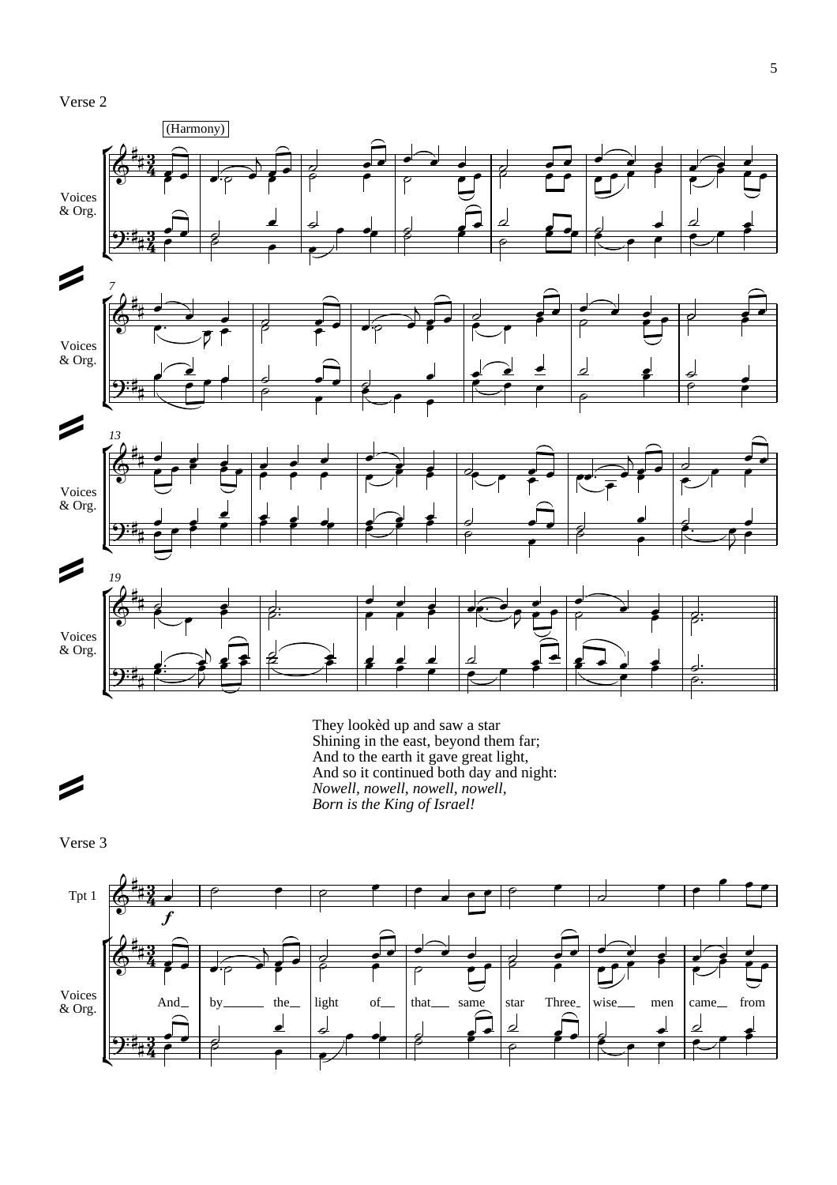Verse 2

(Harmony)

Voices & Org.

They lookèd up and saw a star
Shining in the east, beyond them far;
And to the earth it gave great light,
And so it continued both day and night:
*Nowell, nowell, nowell, nowell,*
*Born is the King of Israel!*

Verse 3

Tpt 1

Voices & Org.

And by the light of that same star Three wise men came from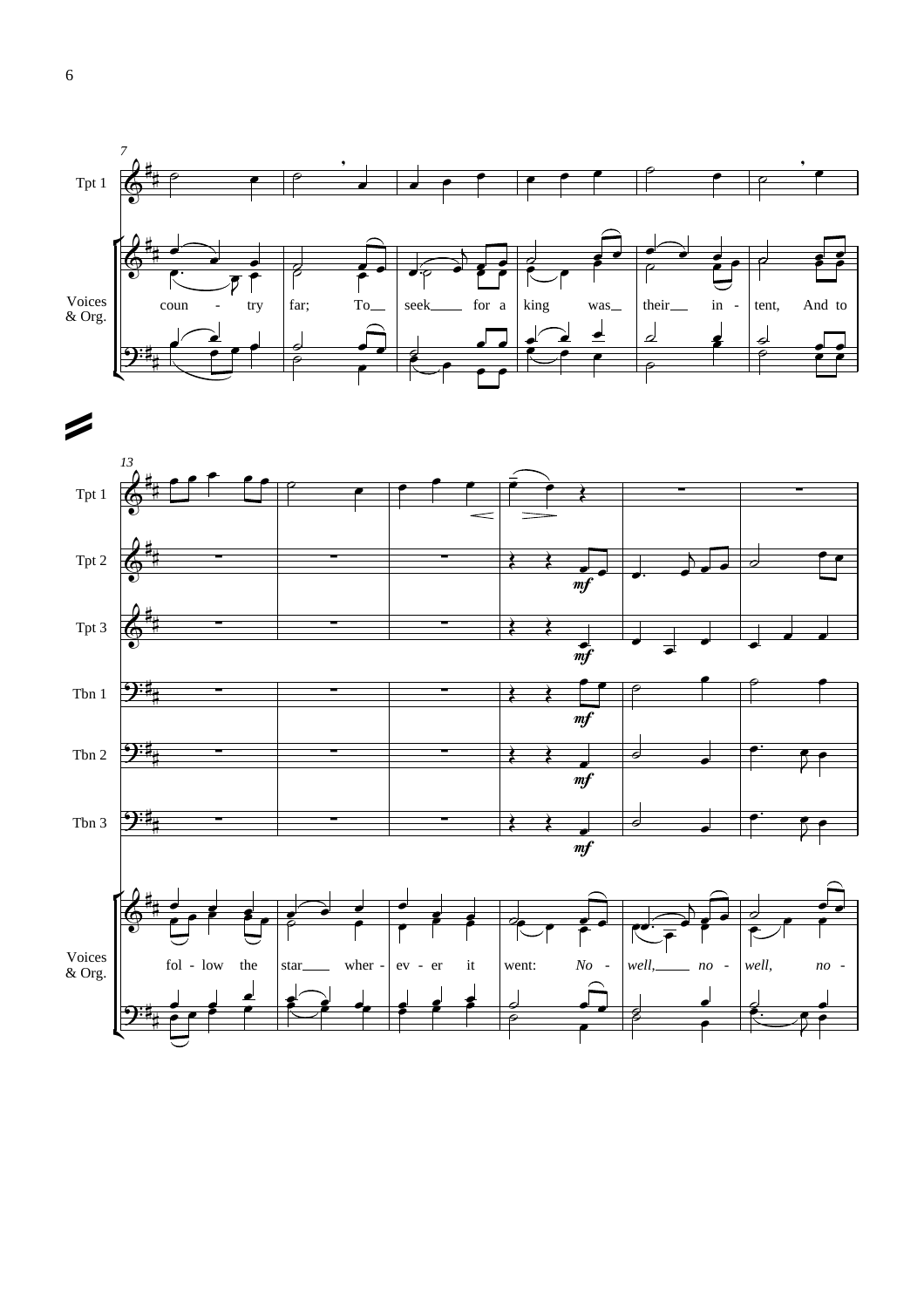7

Tpt 1

Voices & Org.

coun - try far; To seek for a king was their in - tent, And to

13

Tpt 1

Tpt 2

Tpt 3

Tbn 1

Tbn 2

Tbn 3

*mf*

Voices & Org.

fol - low the star wher - ev - er it went: *No - well, no - well, no -*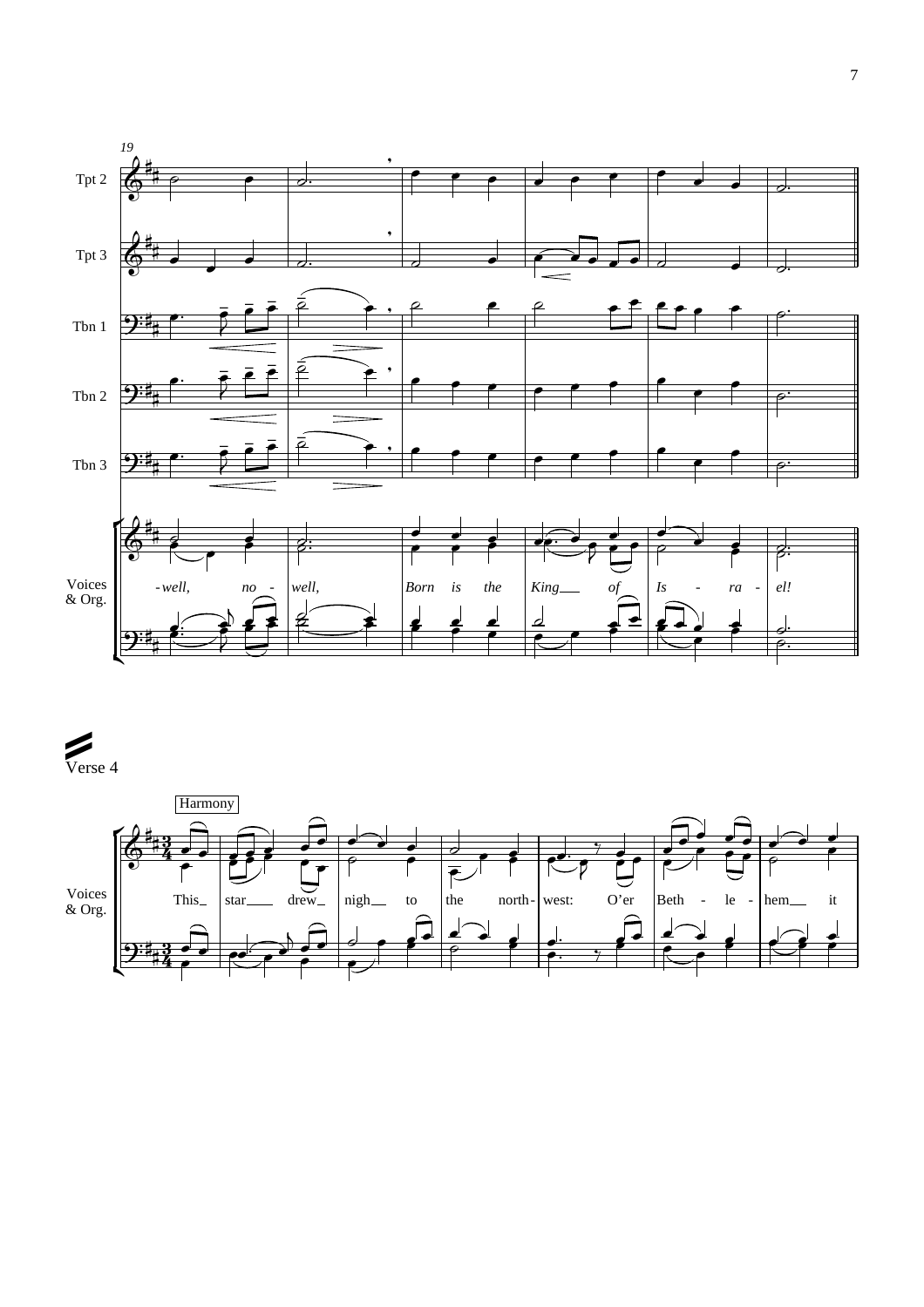Tpt 2

Tpt 3

Tbn 1

Tbn 2

Tbn 3

Voices & Org.

-well, no - well, Born is the King of Is - ra - el!

Verse 4

Harmony

Voices & Org.

This star drew nigh to the north- west: O'er Beth - le - hem it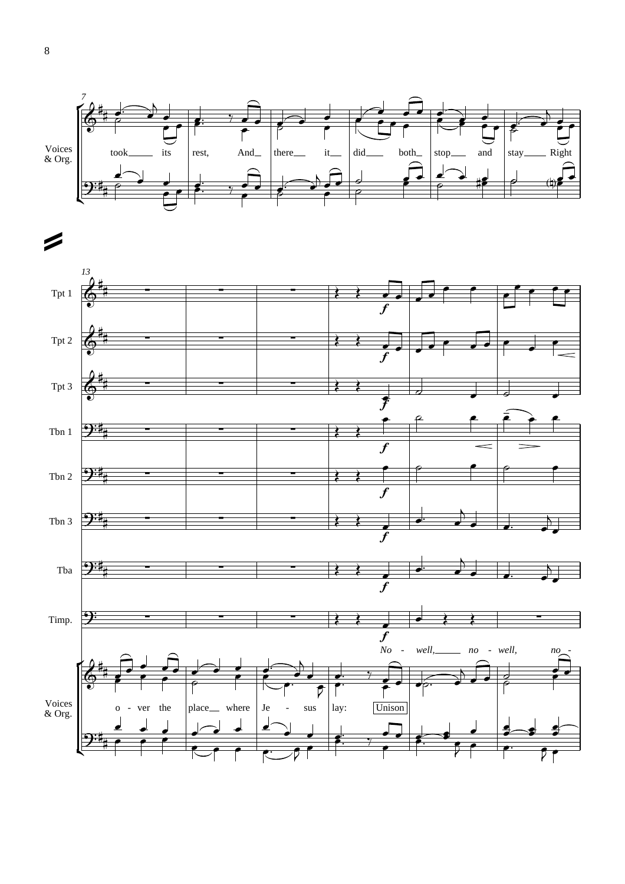7

Voices & Org.

took___ its rest, And___ there___ it___ did___ both___ stop___ and stay___ Right

13

Tpt 1

Tpt 2

Tpt 3

Tbn 1

Tbn 2

Tbn 3

Tba

Timp.

Voices & Org.

*No - well,___ no - well, no -*

o - ver the place___ where Je - sus lay: Unison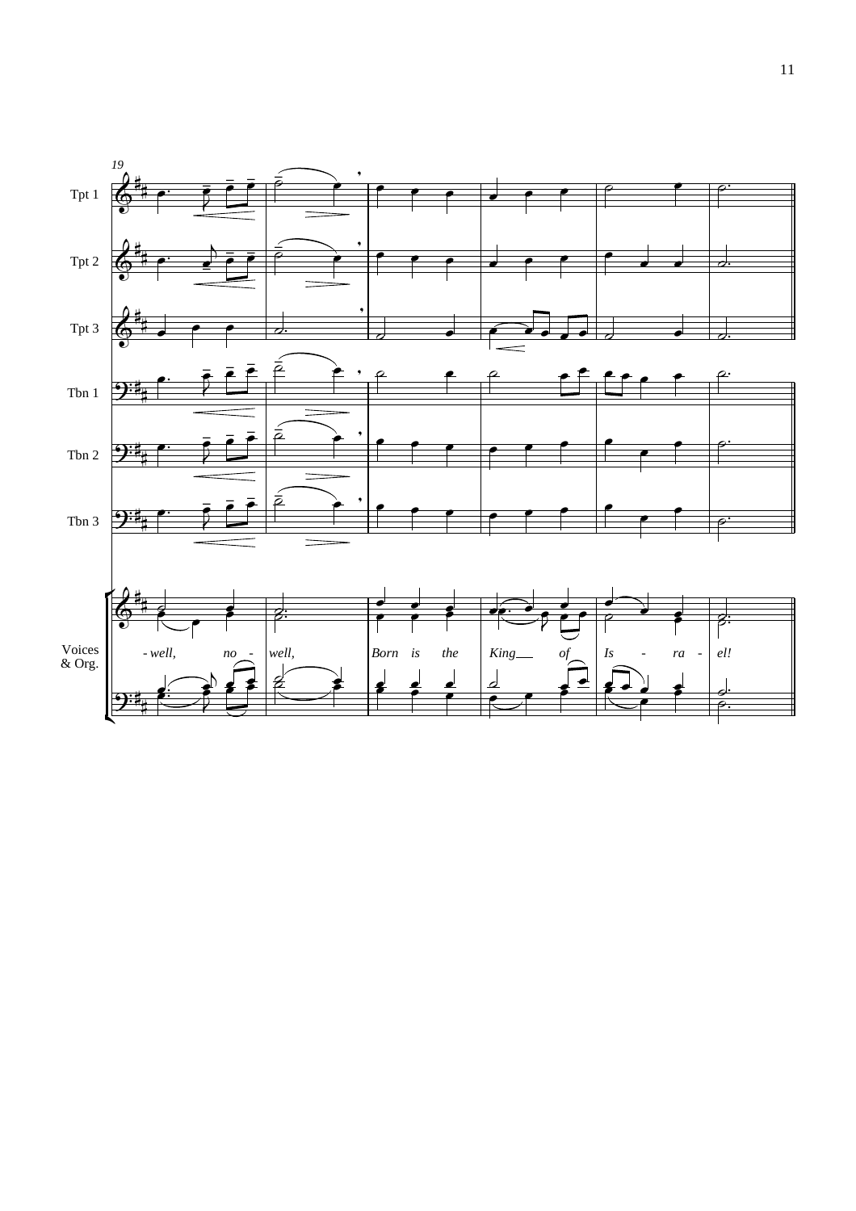19

Tpt 1

Tpt 2

Tpt 3

Tbn 1

Tbn 2

Tbn 3

Voices & Org.

*-well, no - well, Born is the King of Is - ra - el!*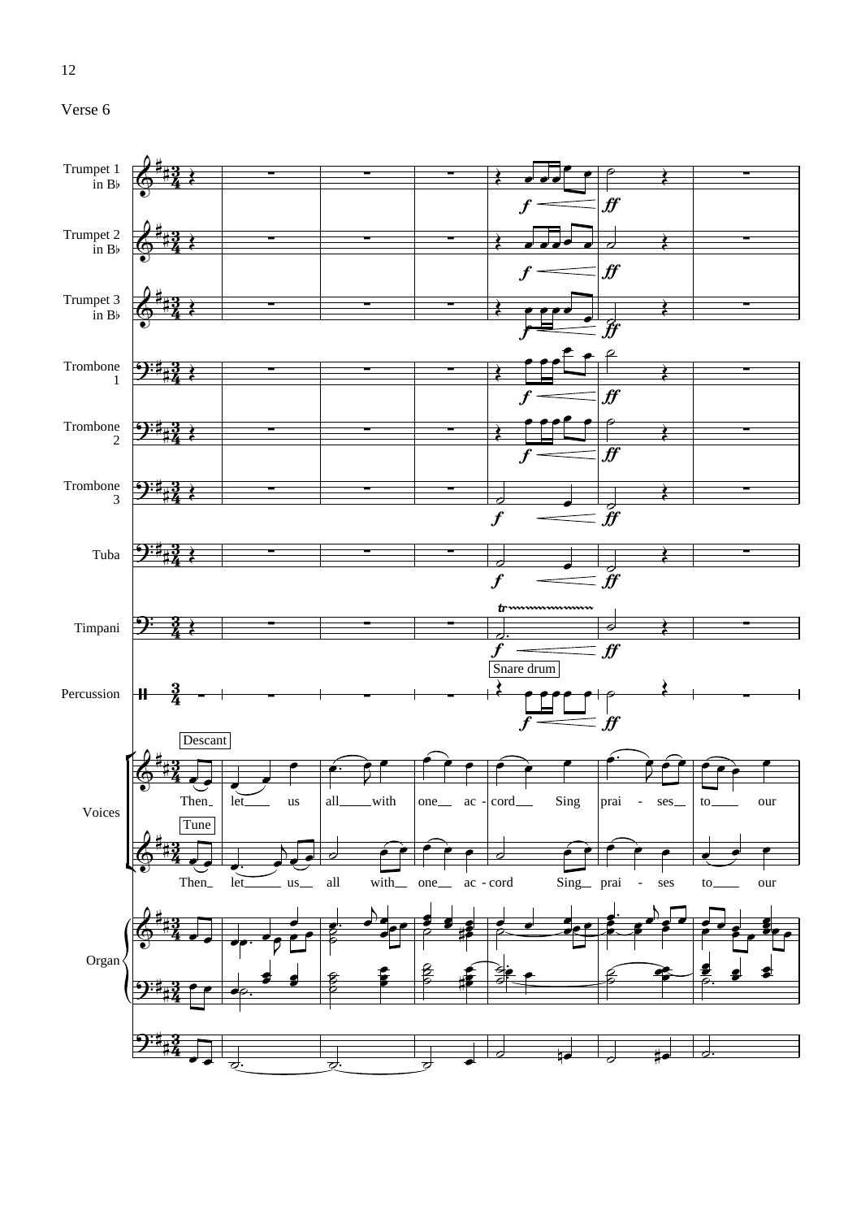Verse 6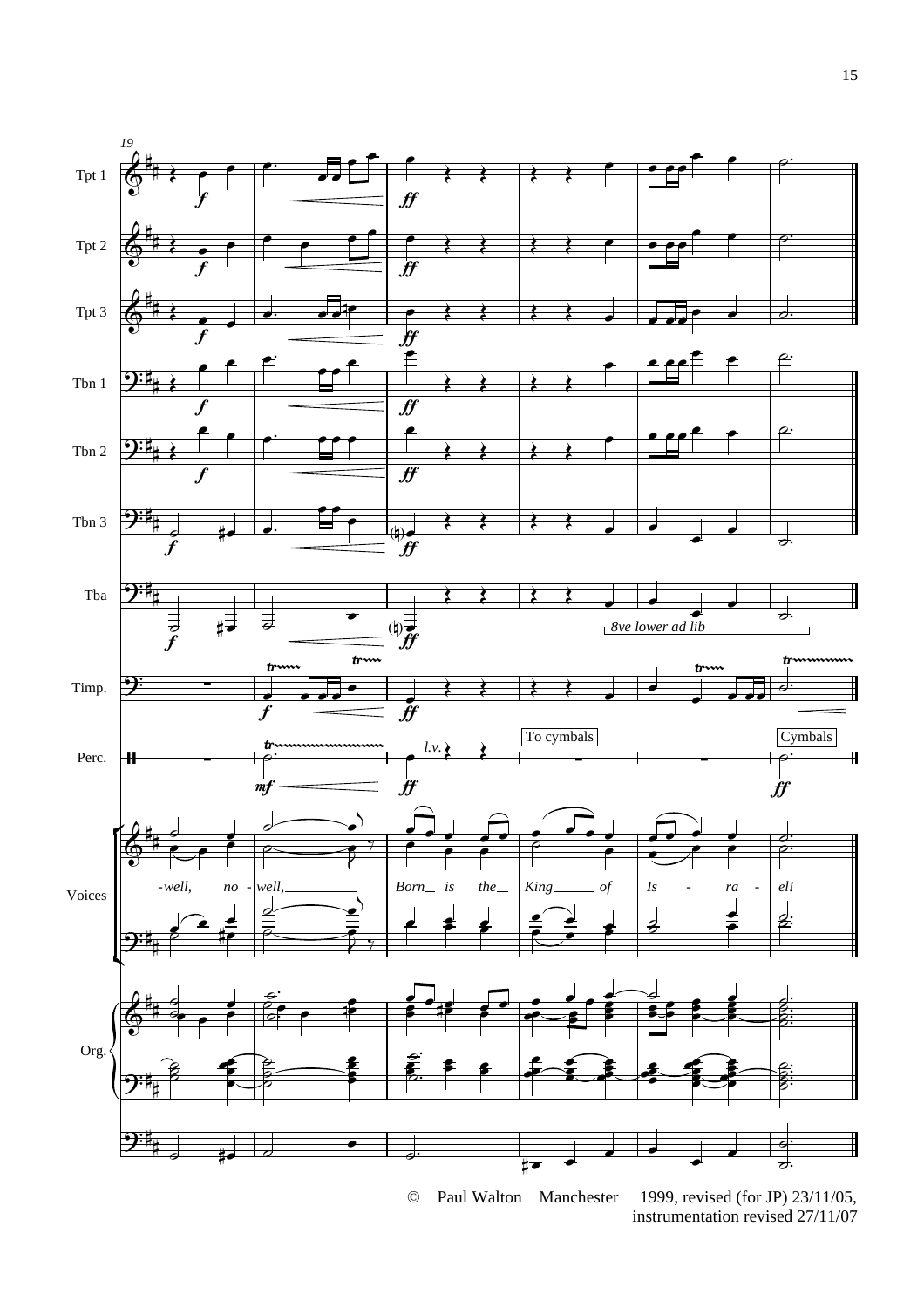© Paul Walton Manchester 1999, revised (for JP) 23/11/05, instrumentation revised 27/11/07